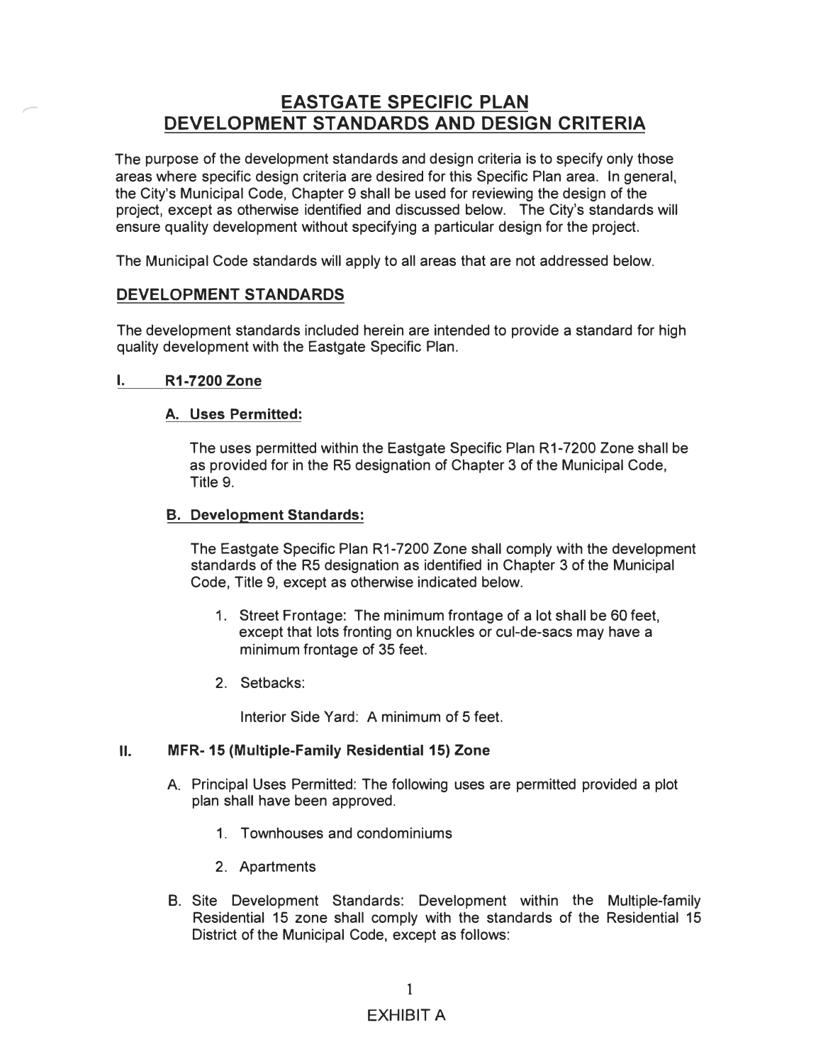# EASTGATE SPECIFIC PLAN DEVELOPMENT STANDARDS AND DESIGN CRITERIA

The purpose of the development standards and design criteria is to specify only those areas where specific design criteria are desired for this Specific Plan area. In general, the City's Municipal Code, Chapter 9 shall be used for reviewing the design of the project, except as otherwise identified and discussed below. The City's standards will ensure quality development without specifying a particular design for the project.

The Municipal Code standards will apply to all areas that are not addressed below.

## DEVELOPMENT STANDARDS

The development standards included herein are intended to provide a standard for high quality development with the Eastgate Specific Plan.

### I. R1-7200 Zone

#### A. Uses Permitted:

The uses permitted within the Eastgate Specific Plan R1-7200 Zone shall be as provided for in the R5 designation of Chapter 3 of the Municipal Code, Title 9.

#### B. Development Standards:

The Eastgate Specific Plan R1-7200 Zone shall comply with the development standards of the R5 designation as identified in Chapter 3 of the Municipal Code, Title 9, except as otherwise indicated below.

1. Street Frontage: The minimum frontage of a lot shall be 60 feet, except that lots fronting on knuckles or cul-de-sacs may have a minimum frontage of 35 feet.
2. Setbacks:

   Interior Side Yard: A minimum of 5 feet.

### II. MFR- 15 (Multiple-Family Residential 15) Zone

A. Principal Uses Permitted: The following uses are permitted provided a plot plan shall have been approved.

   1. Townhouses and condominiums
   2. Apartments

B. Site Development Standards: Development within the Multiple-family Residential 15 zone shall comply with the standards of the Residential 15 District of the Municipal Code, except as follows:

EXHIBIT A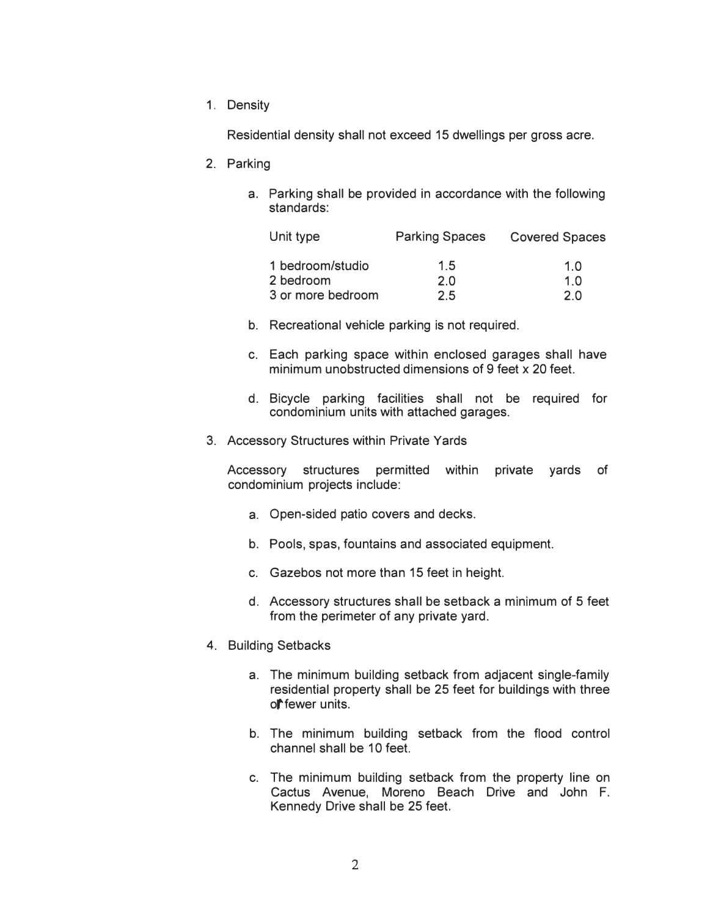1. Density

   Residential density shall not exceed 15 dwellings per gross acre.

2. Parking

   a. Parking shall be provided in accordance with the following standards:

   | Unit type | Parking Spaces | Covered Spaces |
   | --- | --- | --- |
   | 1 bedroom/studio | 1.5 | 1.0 |
   | 2 bedroom | 2.0 | 1.0 |
   | 3 or more bedroom | 2.5 | 2.0 |

   b. Recreational vehicle parking is not required.

   c. Each parking space within enclosed garages shall have minimum unobstructed dimensions of 9 feet x 20 feet.

   d. Bicycle parking facilities shall not be required for condominium units with attached garages.

3. Accessory Structures within Private Yards

   Accessory structures permitted within private yards of condominium projects include:

   a. Open-sided patio covers and decks.

   b. Pools, spas, fountains and associated equipment.

   c. Gazebos not more than 15 feet in height.

   d. Accessory structures shall be setback a minimum of 5 feet from the perimeter of any private yard.

4. Building Setbacks

   a. The minimum building setback from adjacent single-family residential property shall be 25 feet for buildings with three or fewer units.

   b. The minimum building setback from the flood control channel shall be 10 feet.

   c. The minimum building setback from the property line on Cactus Avenue, Moreno Beach Drive and John F. Kennedy Drive shall be 25 feet.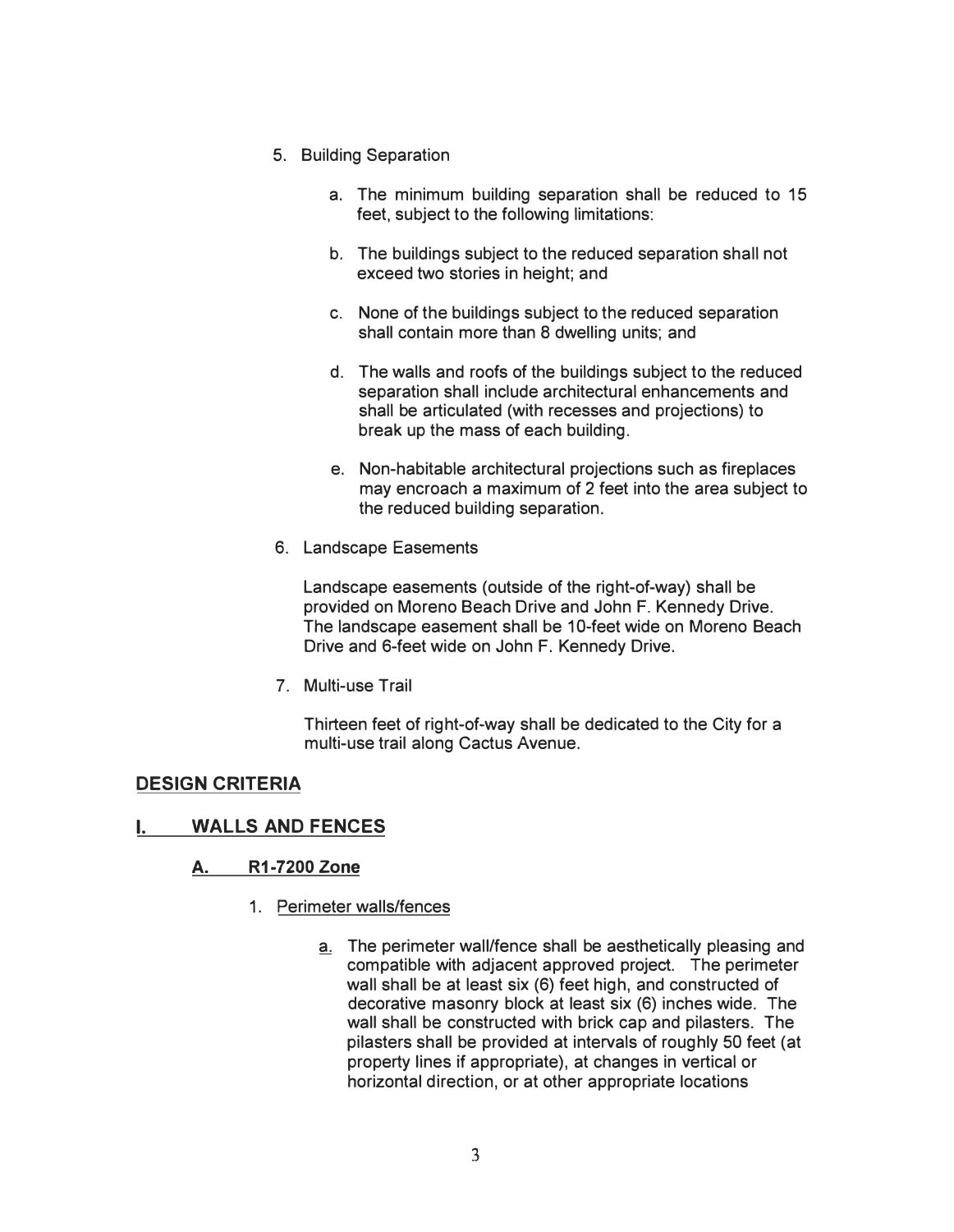5. Building Separation

    a. The minimum building separation shall be reduced to 15 feet, subject to the following limitations:

    b. The buildings subject to the reduced separation shall not exceed two stories in height; and

    c. None of the buildings subject to the reduced separation shall contain more than 8 dwelling units; and

    d. The walls and roofs of the buildings subject to the reduced separation shall include architectural enhancements and shall be articulated (with recesses and projections) to break up the mass of each building.

    e. Non-habitable architectural projections such as fireplaces may encroach a maximum of 2 feet into the area subject to the reduced building separation.

6. Landscape Easements

    Landscape easements (outside of the right-of-way) shall be provided on Moreno Beach Drive and John F. Kennedy Drive. The landscape easement shall be 10-feet wide on Moreno Beach Drive and 6-feet wide on John F. Kennedy Drive.

7. Multi-use Trail

    Thirteen feet of right-of-way shall be dedicated to the City for a multi-use trail along Cactus Avenue.

## DESIGN CRITERIA

## I. WALLS AND FENCES

### A. R1-7200 Zone

1. Perimeter walls/fences

    a. The perimeter wall/fence shall be aesthetically pleasing and compatible with adjacent approved project. The perimeter wall shall be at least six (6) feet high, and constructed of decorative masonry block at least six (6) inches wide. The wall shall be constructed with brick cap and pilasters. The pilasters shall be provided at intervals of roughly 50 feet (at property lines if appropriate), at changes in vertical or horizontal direction, or at other appropriate locations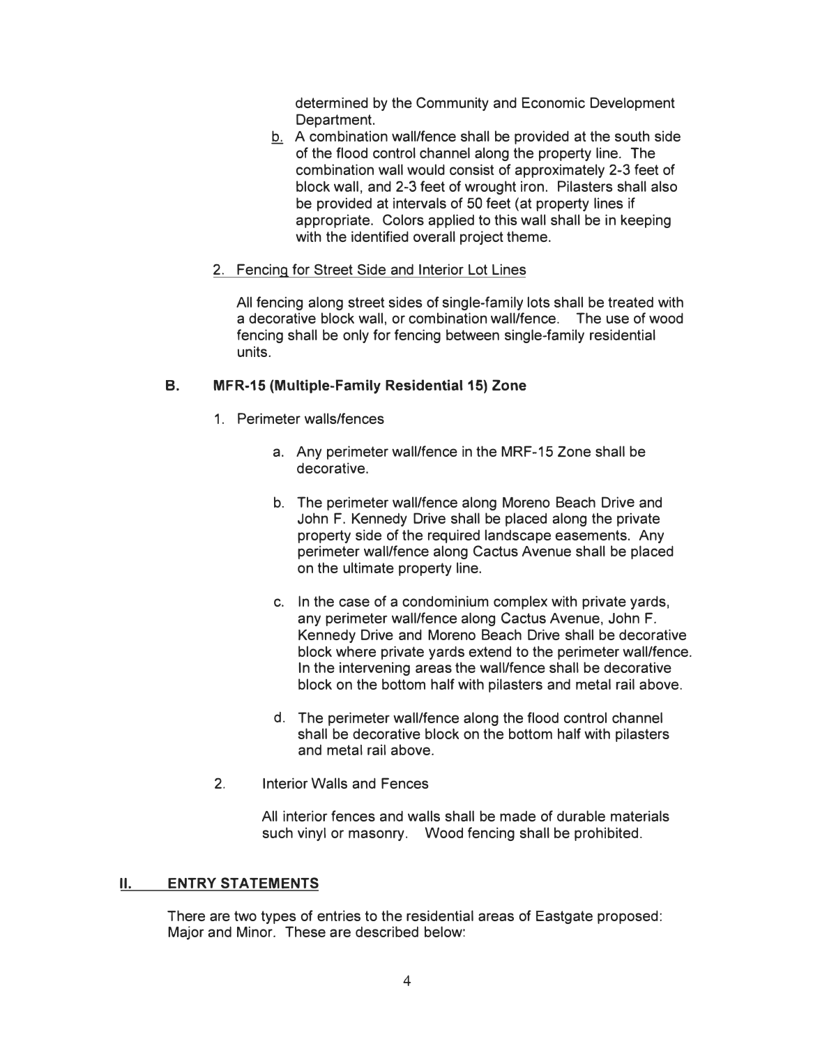determined by the Community and Economic Development Department.

b. A combination wall/fence shall be provided at the south side of the flood control channel along the property line. The combination wall would consist of approximately 2-3 feet of block wall, and 2-3 feet of wrought iron. Pilasters shall also be provided at intervals of 50 feet (at property lines if appropriate. Colors applied to this wall shall be in keeping with the identified overall project theme.

2. Fencing for Street Side and Interior Lot Lines

All fencing along street sides of single-family lots shall be treated with a decorative block wall, or combination wall/fence. The use of wood fencing shall be only for fencing between single-family residential units.

### B. MFR-15 (Multiple-Family Residential 15) Zone

1. Perimeter walls/fences

   a. Any perimeter wall/fence in the MRF-15 Zone shall be decorative.

   b. The perimeter wall/fence along Moreno Beach Drive and John F. Kennedy Drive shall be placed along the private property side of the required landscape easements. Any perimeter wall/fence along Cactus Avenue shall be placed on the ultimate property line.

   c. In the case of a condominium complex with private yards, any perimeter wall/fence along Cactus Avenue, John F. Kennedy Drive and Moreno Beach Drive shall be decorative block where private yards extend to the perimeter wall/fence. In the intervening areas the wall/fence shall be decorative block on the bottom half with pilasters and metal rail above.

   d. The perimeter wall/fence along the flood control channel shall be decorative block on the bottom half with pilasters and metal rail above.

2. Interior Walls and Fences

   All interior fences and walls shall be made of durable materials such vinyl or masonry. Wood fencing shall be prohibited.

## II. ENTRY STATEMENTS

There are two types of entries to the residential areas of Eastgate proposed: Major and Minor. These are described below: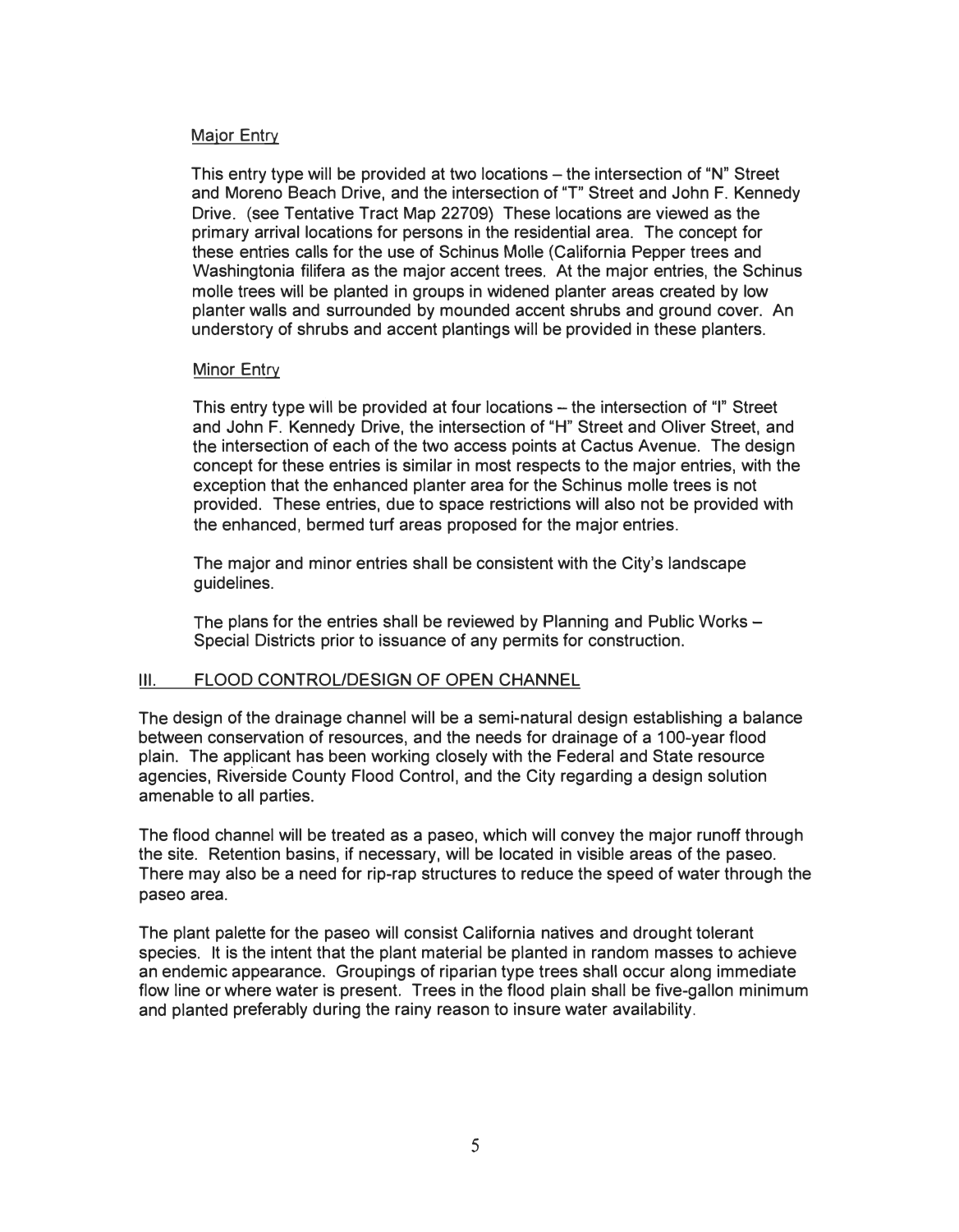Major Entry

This entry type will be provided at two locations – the intersection of "N" Street and Moreno Beach Drive, and the intersection of "T" Street and John F. Kennedy Drive. (see Tentative Tract Map 22709) These locations are viewed as the primary arrival locations for persons in the residential area. The concept for these entries calls for the use of Schinus Molle (California Pepper trees and Washingtonia filifera as the major accent trees. At the major entries, the Schinus molle trees will be planted in groups in widened planter areas created by low planter walls and surrounded by mounded accent shrubs and ground cover. An understory of shrubs and accent plantings will be provided in these planters.

Minor Entry

This entry type will be provided at four locations – the intersection of "I" Street and John F. Kennedy Drive, the intersection of "H" Street and Oliver Street, and the intersection of each of the two access points at Cactus Avenue. The design concept for these entries is similar in most respects to the major entries, with the exception that the enhanced planter area for the Schinus molle trees is not provided. These entries, due to space restrictions will also not be provided with the enhanced, bermed turf areas proposed for the major entries.

The major and minor entries shall be consistent with the City's landscape guidelines.

The plans for the entries shall be reviewed by Planning and Public Works – Special Districts prior to issuance of any permits for construction.

## III. FLOOD CONTROL/DESIGN OF OPEN CHANNEL

The design of the drainage channel will be a semi-natural design establishing a balance between conservation of resources, and the needs for drainage of a 100-year flood plain. The applicant has been working closely with the Federal and State resource agencies, Riverside County Flood Control, and the City regarding a design solution amenable to all parties.

The flood channel will be treated as a paseo, which will convey the major runoff through the site. Retention basins, if necessary, will be located in visible areas of the paseo. There may also be a need for rip-rap structures to reduce the speed of water through the paseo area.

The plant palette for the paseo will consist California natives and drought tolerant species. It is the intent that the plant material be planted in random masses to achieve an endemic appearance. Groupings of riparian type trees shall occur along immediate flow line or where water is present. Trees in the flood plain shall be five-gallon minimum and planted preferably during the rainy reason to insure water availability.